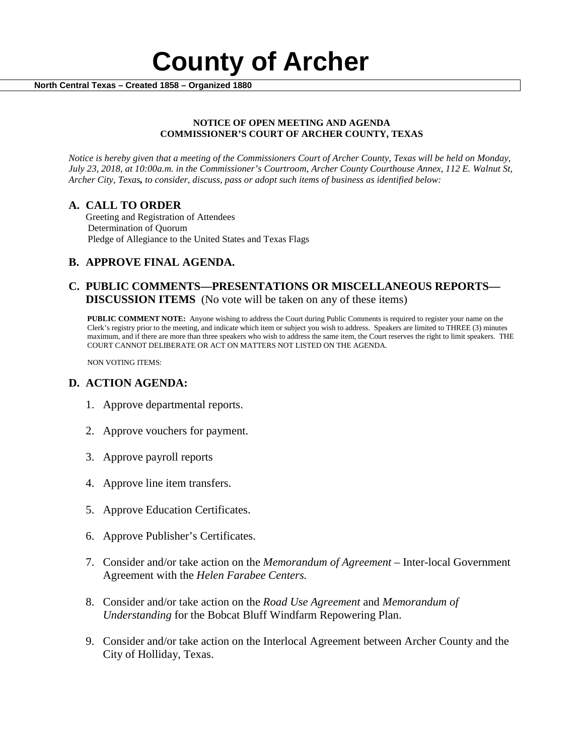# County of Archer

**North Central Texas – Created 1858 – Organized 1880**

**NOTICE OF OPEN MEETING AND AGENDA**
**COMMISSIONER'S COURT OF ARCHER COUNTY, TEXAS**

*Notice is hereby given that a meeting of the Commissioners Court of Archer County, Texas will be held on Monday, July 23, 2018, at 10:00a.m. in the Commissioner's Courtroom, Archer County Courthouse Annex, 112 E. Walnut St, Archer City, Texas, to consider, discuss, pass or adopt such items of business as identified below:*

## A. CALL TO ORDER

Greeting and Registration of Attendees
Determination of Quorum
Pledge of Allegiance to the United States and Texas Flags

## B. APPROVE FINAL AGENDA.

## C. PUBLIC COMMENTS—PRESENTATIONS OR MISCELLANEOUS REPORTS—DISCUSSION ITEMS (No vote will be taken on any of these items)

**PUBLIC COMMENT NOTE:** Anyone wishing to address the Court during Public Comments is required to register your name on the Clerk's registry prior to the meeting, and indicate which item or subject you wish to address. Speakers are limited to THREE (3) minutes maximum, and if there are more than three speakers who wish to address the same item, the Court reserves the right to limit speakers. THE COURT CANNOT DELIBERATE OR ACT ON MATTERS NOT LISTED ON THE AGENDA.

NON VOTING ITEMS:

## D. ACTION AGENDA:

1. Approve departmental reports.
2. Approve vouchers for payment.
3. Approve payroll reports
4. Approve line item transfers.
5. Approve Education Certificates.
6. Approve Publisher's Certificates.
7. Consider and/or take action on the *Memorandum of Agreement* – Inter-local Government Agreement with the *Helen Farabee Centers.*
8. Consider and/or take action on the *Road Use Agreement* and *Memorandum of Understanding* for the Bobcat Bluff Windfarm Repowering Plan.
9. Consider and/or take action on the Interlocal Agreement between Archer County and the City of Holliday, Texas.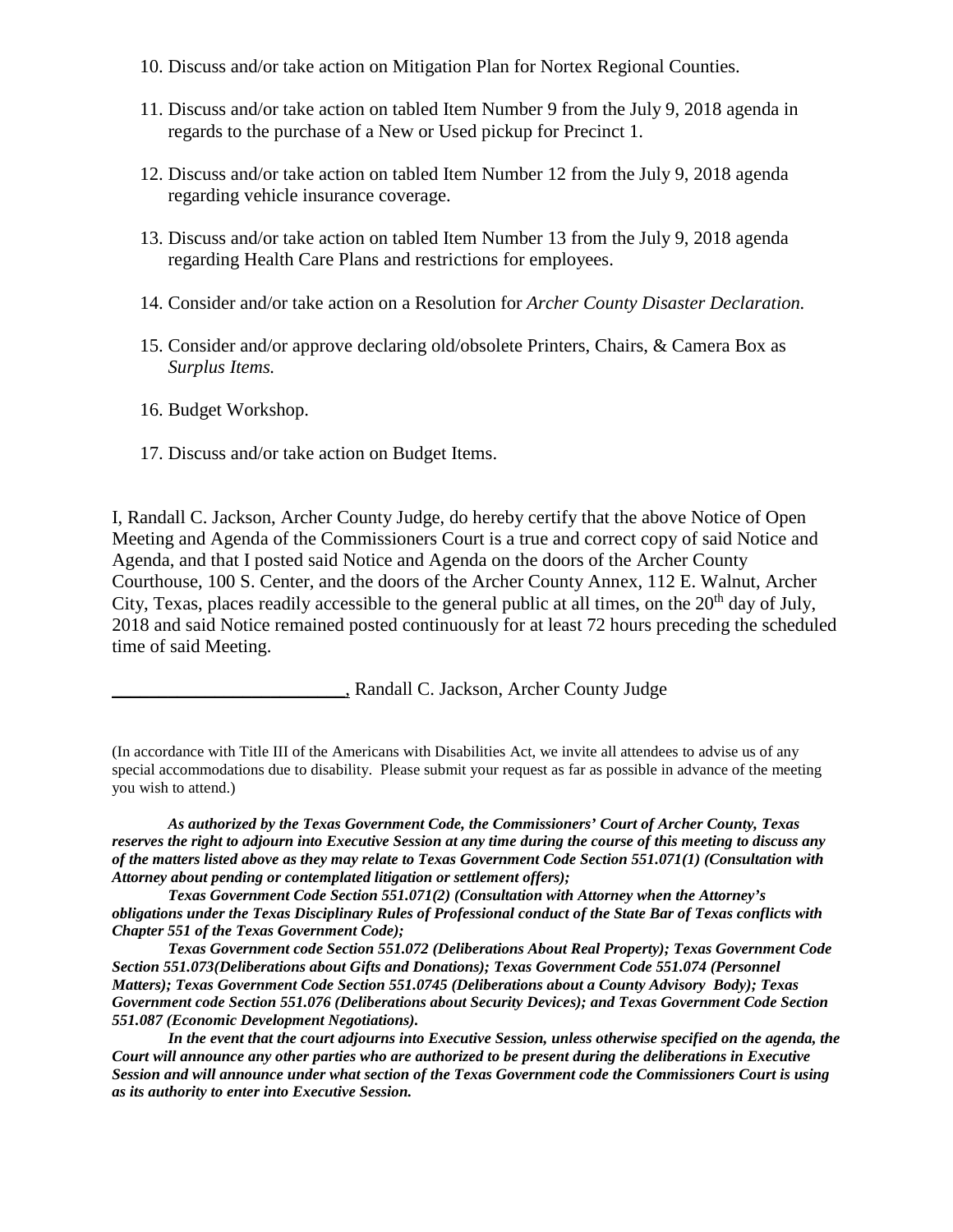10. Discuss and/or take action on Mitigation Plan for Nortex Regional Counties.

11. Discuss and/or take action on tabled Item Number 9 from the July 9, 2018 agenda in regards to the purchase of a New or Used pickup for Precinct 1.

12. Discuss and/or take action on tabled Item Number 12 from the July 9, 2018 agenda regarding vehicle insurance coverage.

13. Discuss and/or take action on tabled Item Number 13 from the July 9, 2018 agenda regarding Health Care Plans and restrictions for employees.

14. Consider and/or take action on a Resolution for *Archer County Disaster Declaration.*

15. Consider and/or approve declaring old/obsolete Printers, Chairs, & Camera Box as *Surplus Items.*

16. Budget Workshop.

17. Discuss and/or take action on Budget Items.

I, Randall C. Jackson, Archer County Judge, do hereby certify that the above Notice of Open Meeting and Agenda of the Commissioners Court is a true and correct copy of said Notice and Agenda, and that I posted said Notice and Agenda on the doors of the Archer County Courthouse, 100 S. Center, and the doors of the Archer County Annex, 112 E. Walnut, Archer City, Texas, places readily accessible to the general public at all times, on the 20th day of July, 2018 and said Notice remained posted continuously for at least 72 hours preceding the scheduled time of said Meeting.

_________________________, Randall C. Jackson, Archer County Judge

(In accordance with Title III of the Americans with Disabilities Act, we invite all attendees to advise us of any special accommodations due to disability. Please submit your request as far as possible in advance of the meeting you wish to attend.)

***As authorized by the Texas Government Code, the Commissioners' Court of Archer County, Texas reserves the right to adjourn into Executive Session at any time during the course of this meeting to discuss any of the matters listed above as they may relate to Texas Government Code Section 551.071(1) (Consultation with Attorney about pending or contemplated litigation or settlement offers);***

***Texas Government Code Section 551.071(2) (Consultation with Attorney when the Attorney's obligations under the Texas Disciplinary Rules of Professional conduct of the State Bar of Texas conflicts with Chapter 551 of the Texas Government Code);***

***Texas Government code Section 551.072 (Deliberations About Real Property); Texas Government Code Section 551.073(Deliberations about Gifts and Donations); Texas Government Code 551.074 (Personnel Matters); Texas Government Code Section 551.0745 (Deliberations about a County Advisory Body); Texas Government code Section 551.076 (Deliberations about Security Devices); and Texas Government Code Section 551.087 (Economic Development Negotiations).***

***In the event that the court adjourns into Executive Session, unless otherwise specified on the agenda, the Court will announce any other parties who are authorized to be present during the deliberations in Executive Session and will announce under what section of the Texas Government code the Commissioners Court is using as its authority to enter into Executive Session.***